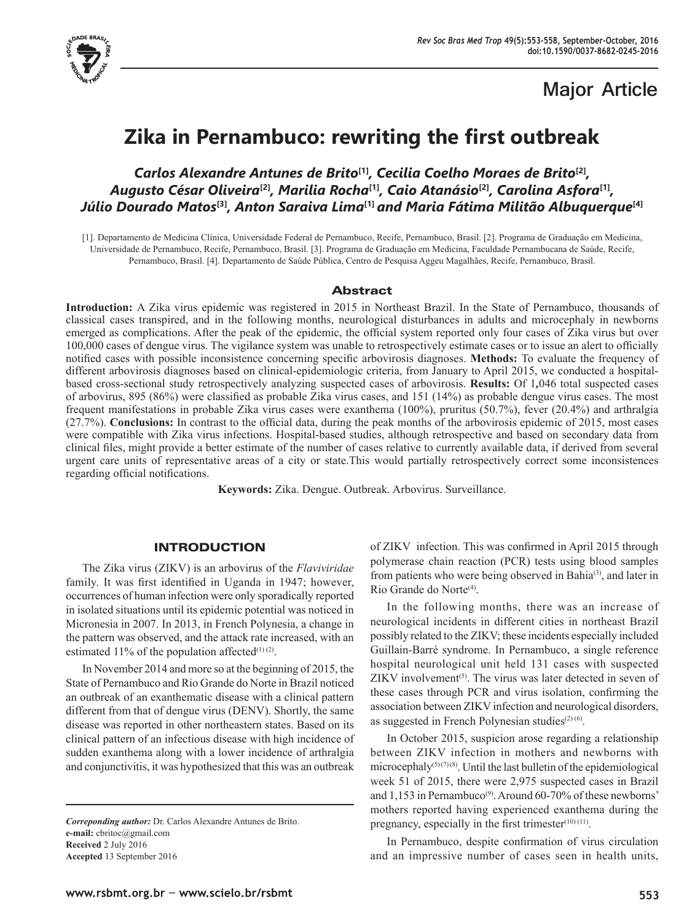Major Article

# Zika in Pernambuco: rewriting the first outbreak

***Carlos Alexandre Antunes de Brito[1], Cecilia Coelho Moraes de Brito[2], Augusto César Oliveira[2], Marilia Rocha[1], Caio Atanásio[2], Carolina Asfora[1], Júlio Dourado Matos[3], Anton Saraiva Lima[1] and Maria Fátima Militão Albuquerque[4]***

[1]. Departamento de Medicina Clínica, Universidade Federal de Pernambuco, Recife, Pernambuco, Brasil. [2]. Programa de Graduação em Medicina, Universidade de Pernambuco, Recife, Pernambuco, Brasil. [3]. Programa de Graduação em Medicina, Faculdade Pernambucana de Saúde, Recife, Pernambuco, Brasil. [4]. Departamento de Saúde Pública, Centro de Pesquisa Aggeu Magalhães, Recife, Pernambuco, Brasil.

## Abstract

**Introduction:** A Zika virus epidemic was registered in 2015 in Northeast Brazil. In the State of Pernambuco, thousands of classical cases transpired, and in the following months, neurological disturbances in adults and microcephaly in newborns emerged as complications. After the peak of the epidemic, the official system reported only four cases of Zika virus but over 100,000 cases of dengue virus. The vigilance system was unable to retrospectively estimate cases or to issue an alert to officially notified cases with possible inconsistence concerning specific arbovirosis diagnoses. **Methods:** To evaluate the frequency of different arbovirosis diagnoses based on clinical-epidemiologic criteria, from January to April 2015, we conducted a hospital-based cross-sectional study retrospectively analyzing suspected cases of arbovirosis. **Results:** Of 1,046 total suspected cases of arbovirus, 895 (86%) were classified as probable Zika virus cases, and 151 (14%) as probable dengue virus cases. The most frequent manifestations in probable Zika virus cases were exanthema (100%), pruritus (50.7%), fever (20.4%) and arthralgia (27.7%). **Conclusions:** In contrast to the official data, during the peak months of the arbovirosis epidemic of 2015, most cases were compatible with Zika virus infections. Hospital-based studies, although retrospective and based on secondary data from clinical files, might provide a better estimate of the number of cases relative to currently available data, if derived from several urgent care units of representative areas of a city or state.This would partially retrospectively correct some inconsistences regarding official notifications.

**Keywords:** Zika. Dengue. Outbreak. Arbovirus. Surveillance.

## INTRODUCTION

The Zika virus (ZIKV) is an arbovirus of the *Flaviviridae* family. It was first identified in Uganda in 1947; however, occurrences of human infection were only sporadically reported in isolated situations until its epidemic potential was noticed in Micronesia in 2007. In 2013, in French Polynesia, a change in the pattern was observed, and the attack rate increased, with an estimated 11% of the population affected[(1) (2)].

In November 2014 and more so at the beginning of 2015, the State of Pernambuco and Rio Grande do Norte in Brazil noticed an outbreak of an exanthematic disease with a clinical pattern different from that of dengue virus (DENV). Shortly, the same disease was reported in other northeastern states. Based on its clinical pattern of an infectious disease with high incidence of sudden exanthema along with a lower incidence of arthralgia and conjunctivitis, it was hypothesized that this was an outbreak of ZIKV infection. This was confirmed in April 2015 through polymerase chain reaction (PCR) tests using blood samples from patients who were being observed in Bahia[(3)], and later in Rio Grande do Norte[(4)].

In the following months, there was an increase of neurological incidents in different cities in northeast Brazil possibly related to the ZIKV; these incidents especially included Guillain-Barré syndrome. In Pernambuco, a single reference hospital neurological unit held 131 cases with suspected ZIKV involvement[(5)]. The virus was later detected in seven of these cases through PCR and virus isolation, confirming the association between ZIKV infection and neurological disorders, as suggested in French Polynesian studies[(2) (6)].

In October 2015, suspicion arose regarding a relationship between ZIKV infection in mothers and newborns with microcephaly[(5) (7) (8)]. Until the last bulletin of the epidemiological week 51 of 2015, there were 2,975 suspected cases in Brazil and 1,153 in Pernambuco[(9)]. Around 60-70% of these newborns' mothers reported having experienced exanthema during the pregnancy, especially in the first trimester[(10) (11)].

In Pernambuco, despite confirmation of virus circulation and an impressive number of cases seen in health units,

*Correponding author:* Dr. Carlos Alexandre Antunes de Brito.
**e-mail:** cbritoc@gmail.com
**Received** 2 July 2016
**Accepted** 13 September 2016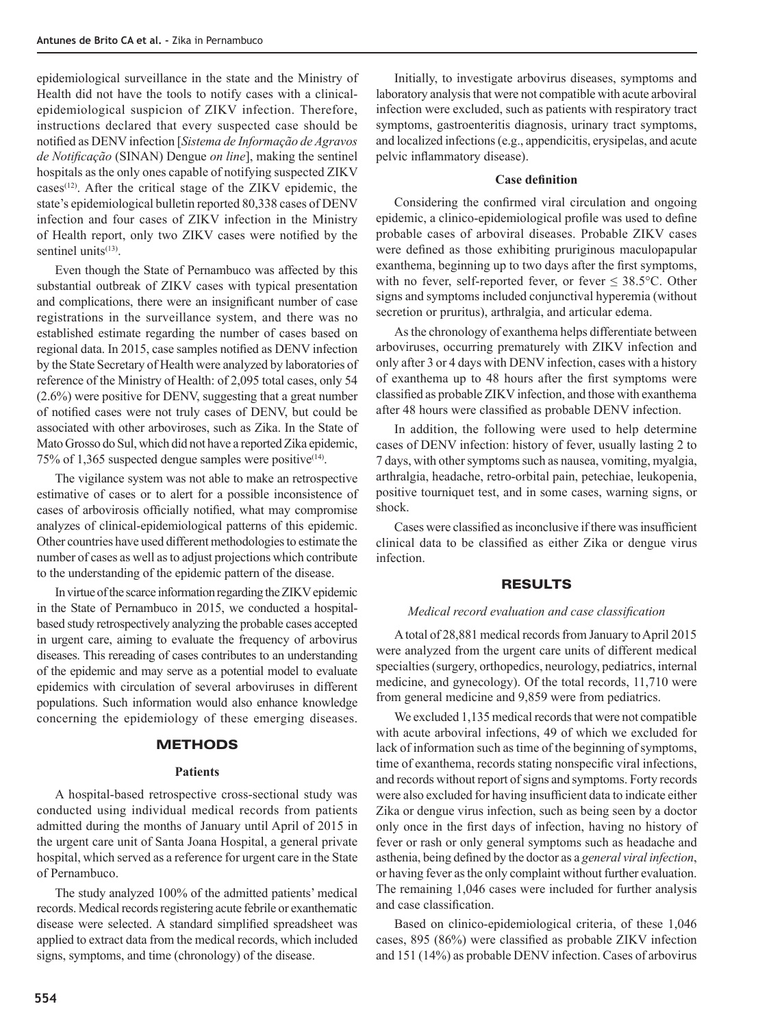epidemiological surveillance in the state and the Ministry of Health did not have the tools to notify cases with a clinical-epidemiological suspicion of ZIKV infection. Therefore, instructions declared that every suspected case should be notified as DENV infection [*Sistema de Informação de Agravos de Notificação* (SINAN) Dengue *on line*], making the sentinel hospitals as the only ones capable of notifying suspected ZIKV cases[12]. After the critical stage of the ZIKV epidemic, the state's epidemiological bulletin reported 80,338 cases of DENV infection and four cases of ZIKV infection in the Ministry of Health report, only two ZIKV cases were notified by the sentinel units[13].

Even though the State of Pernambuco was affected by this substantial outbreak of ZIKV cases with typical presentation and complications, there were an insignificant number of case registrations in the surveillance system, and there was no established estimate regarding the number of cases based on regional data. In 2015, case samples notified as DENV infection by the State Secretary of Health were analyzed by laboratories of reference of the Ministry of Health: of 2,095 total cases, only 54 (2.6%) were positive for DENV, suggesting that a great number of notified cases were not truly cases of DENV, but could be associated with other arboviroses, such as Zika. In the State of Mato Grosso do Sul, which did not have a reported Zika epidemic, 75% of 1,365 suspected dengue samples were positive[14].

The vigilance system was not able to make an retrospective estimative of cases or to alert for a possible inconsistence of cases of arbovirosis officially notified, what may compromise analyzes of clinical-epidemiological patterns of this epidemic. Other countries have used different methodologies to estimate the number of cases as well as to adjust projections which contribute to the understanding of the epidemic pattern of the disease.

In virtue of the scarce information regarding the ZIKV epidemic in the State of Pernambuco in 2015, we conducted a hospital-based study retrospectively analyzing the probable cases accepted in urgent care, aiming to evaluate the frequency of arbovirus diseases. This rereading of cases contributes to an understanding of the epidemic and may serve as a potential model to evaluate epidemics with circulation of several arboviruses in different populations. Such information would also enhance knowledge concerning the epidemiology of these emerging diseases.

## METHODS

### Patients

A hospital-based retrospective cross-sectional study was conducted using individual medical records from patients admitted during the months of January until April of 2015 in the urgent care unit of Santa Joana Hospital, a general private hospital, which served as a reference for urgent care in the State of Pernambuco.

The study analyzed 100% of the admitted patients' medical records. Medical records registering acute febrile or exanthematic disease were selected. A standard simplified spreadsheet was applied to extract data from the medical records, which included signs, symptoms, and time (chronology) of the disease.

Initially, to investigate arbovirus diseases, symptoms and laboratory analysis that were not compatible with acute arboviral infection were excluded, such as patients with respiratory tract symptoms, gastroenteritis diagnosis, urinary tract symptoms, and localized infections (e.g., appendicitis, erysipelas, and acute pelvic inflammatory disease).

### Case definition

Considering the confirmed viral circulation and ongoing epidemic, a clinico-epidemiological profile was used to define probable cases of arboviral diseases. Probable ZIKV cases were defined as those exhibiting pruriginous maculopapular exanthema, beginning up to two days after the first symptoms, with no fever, self-reported fever, or fever $\leq 38.5°C$. Other signs and symptoms included conjunctival hyperemia (without secretion or pruritus), arthralgia, and articular edema.

As the chronology of exanthema helps differentiate between arboviruses, occurring prematurely with ZIKV infection and only after 3 or 4 days with DENV infection, cases with a history of exanthema up to 48 hours after the first symptoms were classified as probable ZIKV infection, and those with exanthema after 48 hours were classified as probable DENV infection.

In addition, the following were used to help determine cases of DENV infection: history of fever, usually lasting 2 to 7 days, with other symptoms such as nausea, vomiting, myalgia, arthralgia, headache, retro-orbital pain, petechiae, leukopenia, positive tourniquet test, and in some cases, warning signs, or shock.

Cases were classified as inconclusive if there was insufficient clinical data to be classified as either Zika or dengue virus infection.

## RESULTS

### *Medical record evaluation and case classification*

A total of 28,881 medical records from January to April 2015 were analyzed from the urgent care units of different medical specialties (surgery, orthopedics, neurology, pediatrics, internal medicine, and gynecology). Of the total records, 11,710 were from general medicine and 9,859 were from pediatrics.

We excluded 1,135 medical records that were not compatible with acute arboviral infections, 49 of which we excluded for lack of information such as time of the beginning of symptoms, time of exanthema, records stating nonspecific viral infections, and records without report of signs and symptoms. Forty records were also excluded for having insufficient data to indicate either Zika or dengue virus infection, such as being seen by a doctor only once in the first days of infection, having no history of fever or rash or only general symptoms such as headache and asthenia, being defined by the doctor as a *general viral infection*, or having fever as the only complaint without further evaluation. The remaining 1,046 cases were included for further analysis and case classification.

Based on clinico-epidemiological criteria, of these 1,046 cases, 895 (86%) were classified as probable ZIKV infection and 151 (14%) as probable DENV infection. Cases of arbovirus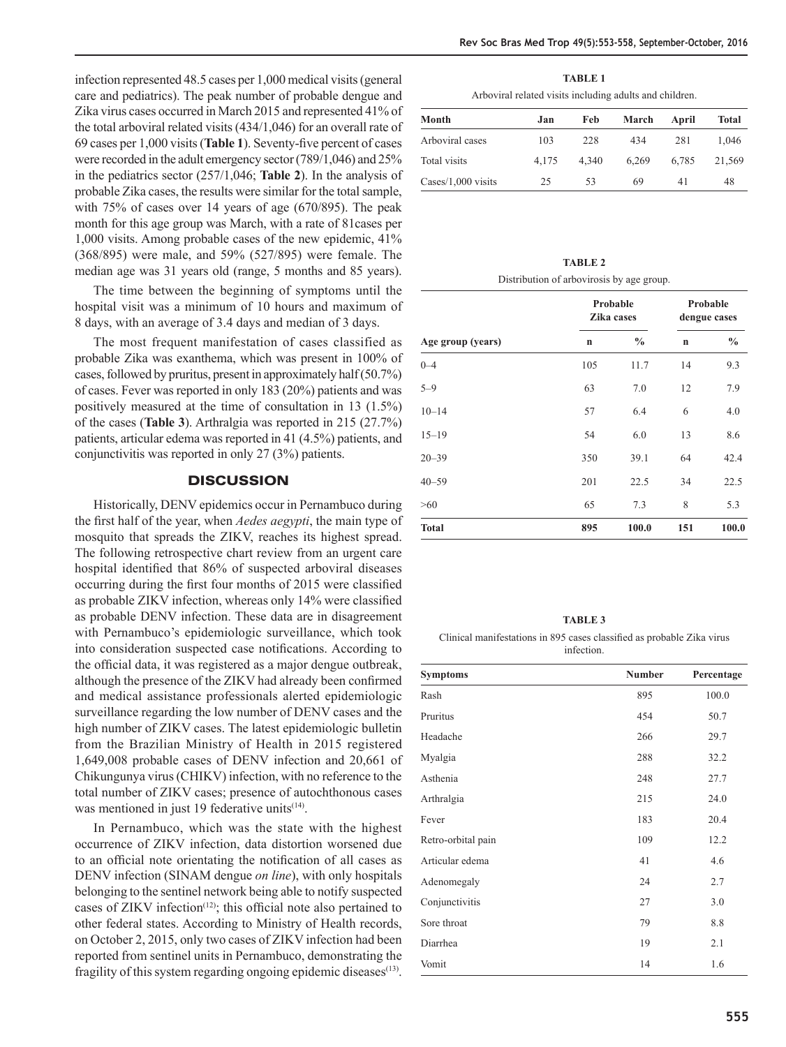infection represented 48.5 cases per 1,000 medical visits (general care and pediatrics). The peak number of probable dengue and Zika virus cases occurred in March 2015 and represented 41% of the total arboviral related visits (434/1,046) for an overall rate of 69 cases per 1,000 visits (**Table 1**). Seventy-five percent of cases were recorded in the adult emergency sector (789/1,046) and 25% in the pediatrics sector (257/1,046; **Table 2**). In the analysis of probable Zika cases, the results were similar for the total sample, with 75% of cases over 14 years of age (670/895). The peak month for this age group was March, with a rate of 81cases per 1,000 visits. Among probable cases of the new epidemic, 41% (368/895) were male, and 59% (527/895) were female. The median age was 31 years old (range, 5 months and 85 years).

The time between the beginning of symptoms until the hospital visit was a minimum of 10 hours and maximum of 8 days, with an average of 3.4 days and median of 3 days.

The most frequent manifestation of cases classified as probable Zika was exanthema, which was present in 100% of cases, followed by pruritus, present in approximately half (50.7%) of cases. Fever was reported in only 183 (20%) patients and was positively measured at the time of consultation in 13 (1.5%) of the cases (**Table 3**). Arthralgia was reported in 215 (27.7%) patients, articular edema was reported in 41 (4.5%) patients, and conjunctivitis was reported in only 27 (3%) patients.

## DISCUSSION

Historically, DENV epidemics occur in Pernambuco during the first half of the year, when *Aedes aegypti*, the main type of mosquito that spreads the ZIKV, reaches its highest spread. The following retrospective chart review from an urgent care hospital identified that 86% of suspected arboviral diseases occurring during the first four months of 2015 were classified as probable ZIKV infection, whereas only 14% were classified as probable DENV infection. These data are in disagreement with Pernambuco's epidemiologic surveillance, which took into consideration suspected case notifications. According to the official data, it was registered as a major dengue outbreak, although the presence of the ZIKV had already been confirmed and medical assistance professionals alerted epidemiologic surveillance regarding the low number of DENV cases and the high number of ZIKV cases. The latest epidemiologic bulletin from the Brazilian Ministry of Health in 2015 registered 1,649,008 probable cases of DENV infection and 20,661 of Chikungunya virus (CHIKV) infection, with no reference to the total number of ZIKV cases; presence of autochthonous cases was mentioned in just 19 federative units[14].

In Pernambuco, which was the state with the highest occurrence of ZIKV infection, data distortion worsened due to an official note orientating the notification of all cases as DENV infection (SINAM dengue *on line*), with only hospitals belonging to the sentinel network being able to notify suspected cases of ZIKV infection[12]; this official note also pertained to other federal states. According to Ministry of Health records, on October 2, 2015, only two cases of ZIKV infection had been reported from sentinel units in Pernambuco, demonstrating the fragility of this system regarding ongoing epidemic diseases[13].

**TABLE 1**

Arboviral related visits including adults and children.

| Month | Jan | Feb | March | April | Total |
|---|---|---|---|---|---|
| Arboviral cases | 103 | 228 | 434 | 281 | 1,046 |
| Total visits | 4,175 | 4,340 | 6,269 | 6,785 | 21,569 |
| Cases/1,000 visits | 25 | 53 | 69 | 41 | 48 |

**TABLE 2**

Distribution of arbovirosis by age group.

| | Probable Zika cases | | Probable dengue cases | |
|---|---|---|---|---|
| Age group (years) | n | % | n | % |
| 0–4 | 105 | 11.7 | 14 | 9.3 |
| 5–9 | 63 | 7.0 | 12 | 7.9 |
| 10–14 | 57 | 6.4 | 6 | 4.0 |
| 15–19 | 54 | 6.0 | 13 | 8.6 |
| 20–39 | 350 | 39.1 | 64 | 42.4 |
| 40–59 | 201 | 22.5 | 34 | 22.5 |
| >60 | 65 | 7.3 | 8 | 5.3 |
| **Total** | **895** | **100.0** | **151** | **100.0** |

**TABLE 3**

Clinical manifestations in 895 cases classified as probable Zika virus infection.

| Symptoms | Number | Percentage |
|---|---|---|
| Rash | 895 | 100.0 |
| Pruritus | 454 | 50.7 |
| Headache | 266 | 29.7 |
| Myalgia | 288 | 32.2 |
| Asthenia | 248 | 27.7 |
| Arthralgia | 215 | 24.0 |
| Fever | 183 | 20.4 |
| Retro-orbital pain | 109 | 12.2 |
| Articular edema | 41 | 4.6 |
| Adenomegaly | 24 | 2.7 |
| Conjunctivitis | 27 | 3.0 |
| Sore throat | 79 | 8.8 |
| Diarrhea | 19 | 2.1 |
| Vomit | 14 | 1.6 |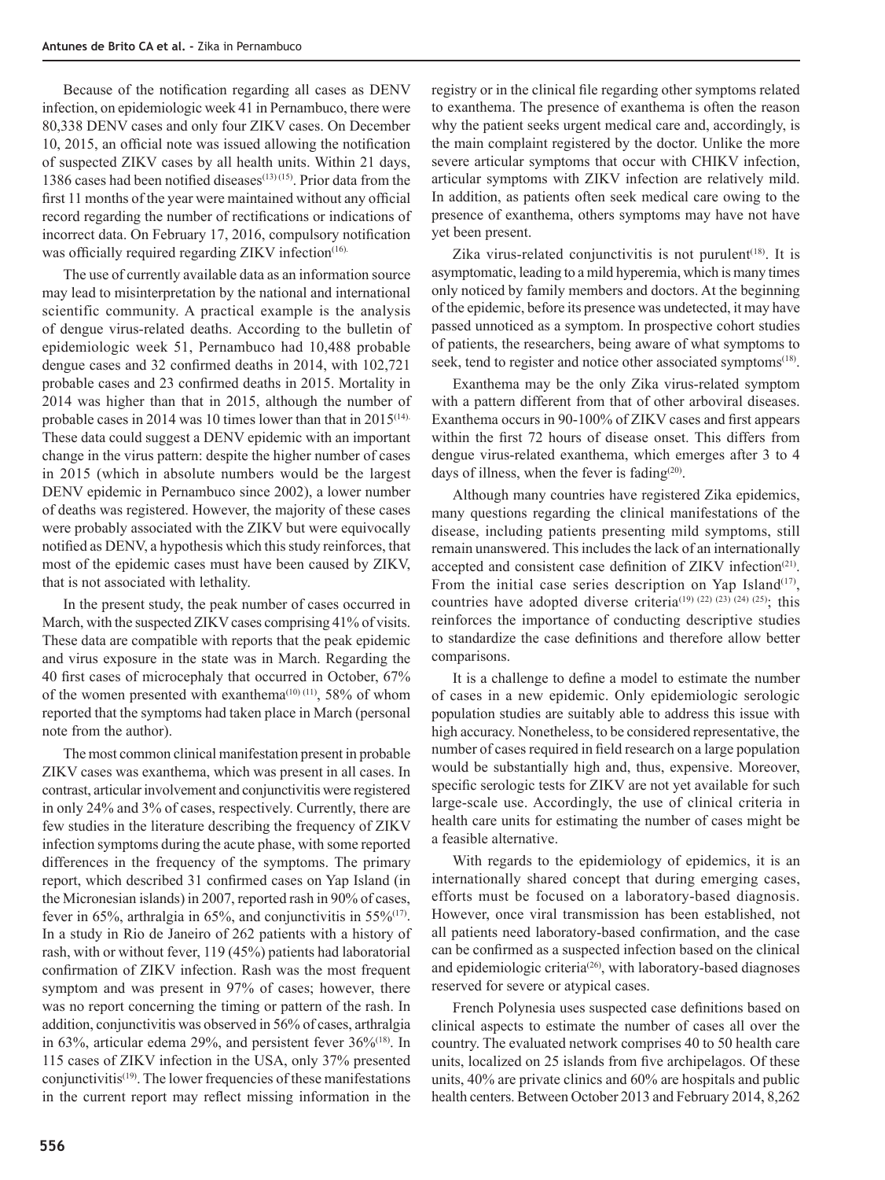Because of the notification regarding all cases as DENV infection, on epidemiologic week 41 in Pernambuco, there were 80,338 DENV cases and only four ZIKV cases. On December 10, 2015, an official note was issued allowing the notification of suspected ZIKV cases by all health units. Within 21 days, 1386 cases had been notified diseases[13] [15]. Prior data from the first 11 months of the year were maintained without any official record regarding the number of rectifications or indications of incorrect data. On February 17, 2016, compulsory notification was officially required regarding ZIKV infection[16].

The use of currently available data as an information source may lead to misinterpretation by the national and international scientific community. A practical example is the analysis of dengue virus-related deaths. According to the bulletin of epidemiologic week 51, Pernambuco had 10,488 probable dengue cases and 32 confirmed deaths in 2014, with 102,721 probable cases and 23 confirmed deaths in 2015. Mortality in 2014 was higher than that in 2015, although the number of probable cases in 2014 was 10 times lower than that in 2015[14]. These data could suggest a DENV epidemic with an important change in the virus pattern: despite the higher number of cases in 2015 (which in absolute numbers would be the largest DENV epidemic in Pernambuco since 2002), a lower number of deaths was registered. However, the majority of these cases were probably associated with the ZIKV but were equivocally notified as DENV, a hypothesis which this study reinforces, that most of the epidemic cases must have been caused by ZIKV, that is not associated with lethality.

In the present study, the peak number of cases occurred in March, with the suspected ZIKV cases comprising 41% of visits. These data are compatible with reports that the peak epidemic and virus exposure in the state was in March. Regarding the 40 first cases of microcephaly that occurred in October, 67% of the women presented with exanthema[10] [11], 58% of whom reported that the symptoms had taken place in March (personal note from the author).

The most common clinical manifestation present in probable ZIKV cases was exanthema, which was present in all cases. In contrast, articular involvement and conjunctivitis were registered in only 24% and 3% of cases, respectively. Currently, there are few studies in the literature describing the frequency of ZIKV infection symptoms during the acute phase, with some reported differences in the frequency of the symptoms. The primary report, which described 31 confirmed cases on Yap Island (in the Micronesian islands) in 2007, reported rash in 90% of cases, fever in 65%, arthralgia in 65%, and conjunctivitis in 55%[17]. In a study in Rio de Janeiro of 262 patients with a history of rash, with or without fever, 119 (45%) patients had laboratorial confirmation of ZIKV infection. Rash was the most frequent symptom and was present in 97% of cases; however, there was no report concerning the timing or pattern of the rash. In addition, conjunctivitis was observed in 56% of cases, arthralgia in 63%, articular edema 29%, and persistent fever 36%[18]. In 115 cases of ZIKV infection in the USA, only 37% presented conjunctivitis[19]. The lower frequencies of these manifestations in the current report may reflect missing information in the registry or in the clinical file regarding other symptoms related to exanthema. The presence of exanthema is often the reason why the patient seeks urgent medical care and, accordingly, is the main complaint registered by the doctor. Unlike the more severe articular symptoms that occur with CHIKV infection, articular symptoms with ZIKV infection are relatively mild. In addition, as patients often seek medical care owing to the presence of exanthema, others symptoms may have not have yet been present.

Zika virus-related conjunctivitis is not purulent[18]. It is asymptomatic, leading to a mild hyperemia, which is many times only noticed by family members and doctors. At the beginning of the epidemic, before its presence was undetected, it may have passed unnoticed as a symptom. In prospective cohort studies of patients, the researchers, being aware of what symptoms to seek, tend to register and notice other associated symptoms[18].

Exanthema may be the only Zika virus-related symptom with a pattern different from that of other arboviral diseases. Exanthema occurs in 90-100% of ZIKV cases and first appears within the first 72 hours of disease onset. This differs from dengue virus-related exanthema, which emerges after 3 to 4 days of illness, when the fever is fading[20].

Although many countries have registered Zika epidemics, many questions regarding the clinical manifestations of the disease, including patients presenting mild symptoms, still remain unanswered. This includes the lack of an internationally accepted and consistent case definition of ZIKV infection[21]. From the initial case series description on Yap Island[17], countries have adopted diverse criteria[19] [22] [23] [24] [25]; this reinforces the importance of conducting descriptive studies to standardize the case definitions and therefore allow better comparisons.

It is a challenge to define a model to estimate the number of cases in a new epidemic. Only epidemiologic serologic population studies are suitably able to address this issue with high accuracy. Nonetheless, to be considered representative, the number of cases required in field research on a large population would be substantially high and, thus, expensive. Moreover, specific serologic tests for ZIKV are not yet available for such large-scale use. Accordingly, the use of clinical criteria in health care units for estimating the number of cases might be a feasible alternative.

With regards to the epidemiology of epidemics, it is an internationally shared concept that during emerging cases, efforts must be focused on a laboratory-based diagnosis. However, once viral transmission has been established, not all patients need laboratory-based confirmation, and the case can be confirmed as a suspected infection based on the clinical and epidemiologic criteria[26], with laboratory-based diagnoses reserved for severe or atypical cases.

French Polynesia uses suspected case definitions based on clinical aspects to estimate the number of cases all over the country. The evaluated network comprises 40 to 50 health care units, localized on 25 islands from five archipelagos. Of these units, 40% are private clinics and 60% are hospitals and public health centers. Between October 2013 and February 2014, 8,262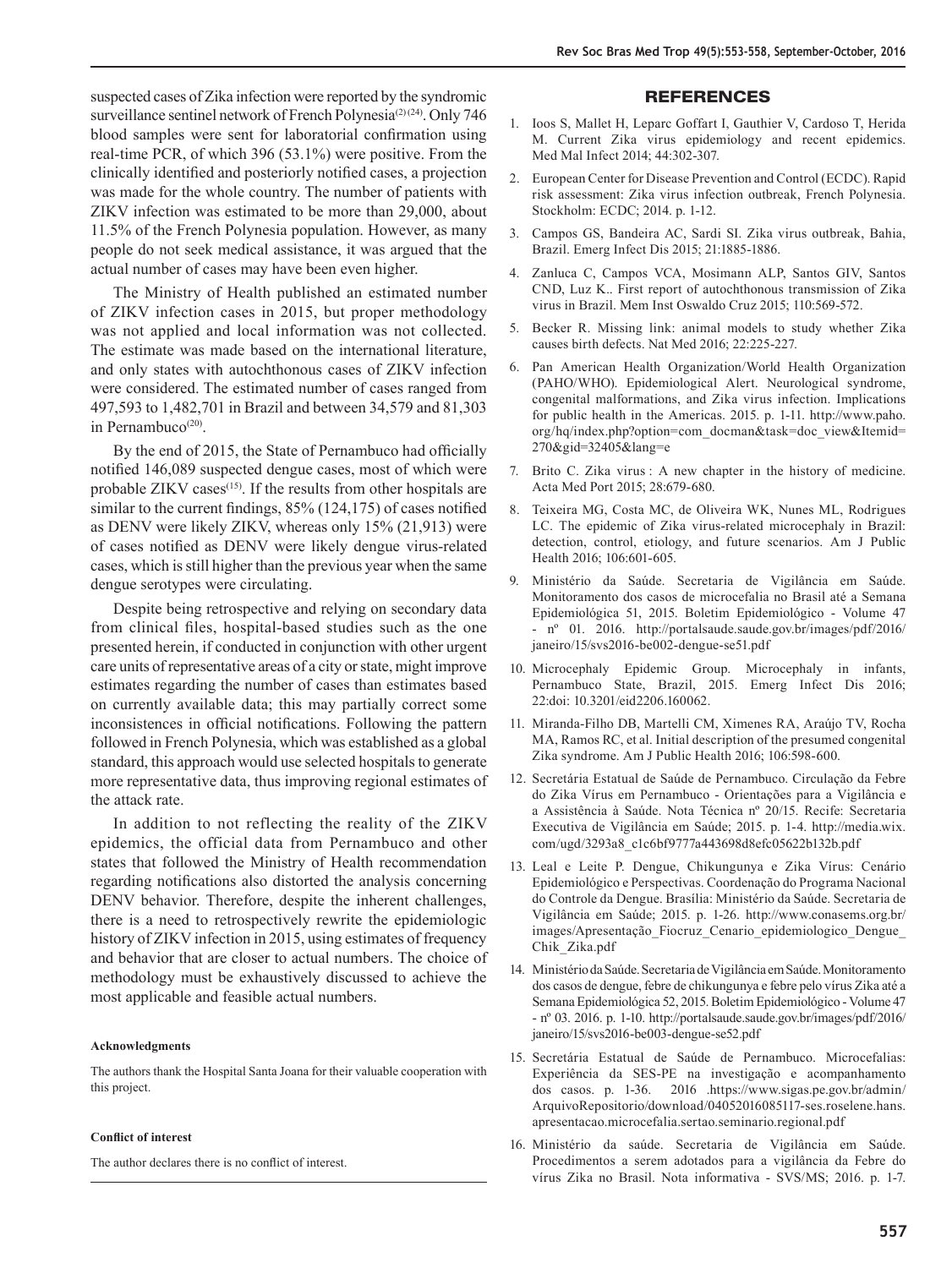suspected cases of Zika infection were reported by the syndromic surveillance sentinel network of French Polynesia[2][24]. Only 746 blood samples were sent for laboratorial confirmation using real-time PCR, of which 396 (53.1%) were positive. From the clinically identified and posteriorly notified cases, a projection was made for the whole country. The number of patients with ZIKV infection was estimated to be more than 29,000, about 11.5% of the French Polynesia population. However, as many people do not seek medical assistance, it was argued that the actual number of cases may have been even higher.

The Ministry of Health published an estimated number of ZIKV infection cases in 2015, but proper methodology was not applied and local information was not collected. The estimate was made based on the international literature, and only states with autochthonous cases of ZIKV infection were considered. The estimated number of cases ranged from 497,593 to 1,482,701 in Brazil and between 34,579 and 81,303 in Pernambuco[20].

By the end of 2015, the State of Pernambuco had officially notified 146,089 suspected dengue cases, most of which were probable ZIKV cases[15]. If the results from other hospitals are similar to the current findings, 85% (124,175) of cases notified as DENV were likely ZIKV, whereas only 15% (21,913) were of cases notified as DENV were likely dengue virus-related cases, which is still higher than the previous year when the same dengue serotypes were circulating.

Despite being retrospective and relying on secondary data from clinical files, hospital-based studies such as the one presented herein, if conducted in conjunction with other urgent care units of representative areas of a city or state, might improve estimates regarding the number of cases than estimates based on currently available data; this may partially correct some inconsistences in official notifications. Following the pattern followed in French Polynesia, which was established as a global standard, this approach would use selected hospitals to generate more representative data, thus improving regional estimates of the attack rate.

In addition to not reflecting the reality of the ZIKV epidemics, the official data from Pernambuco and other states that followed the Ministry of Health recommendation regarding notifications also distorted the analysis concerning DENV behavior. Therefore, despite the inherent challenges, there is a need to retrospectively rewrite the epidemiologic history of ZIKV infection in 2015, using estimates of frequency and behavior that are closer to actual numbers. The choice of methodology must be exhaustively discussed to achieve the most applicable and feasible actual numbers.

**Acknowledgments**

The authors thank the Hospital Santa Joana for their valuable cooperation with this project.

**Conflict of interest**

The author declares there is no conflict of interest.

## REFERENCES

1. Ioos S, Mallet H, Leparc Goffart I, Gauthier V, Cardoso T, Herida M. Current Zika virus epidemiology and recent epidemics. Med Mal Infect 2014; 44:302-307.
2. European Center for Disease Prevention and Control (ECDC). Rapid risk assessment: Zika virus infection outbreak, French Polynesia. Stockholm: ECDC; 2014. p. 1-12.
3. Campos GS, Bandeira AC, Sardi SI. Zika virus outbreak, Bahia, Brazil. Emerg Infect Dis 2015; 21:1885-1886.
4. Zanluca C, Campos VCA, Mosimann ALP, Santos GIV, Santos CND, Luz K.. First report of autochthonous transmission of Zika virus in Brazil. Mem Inst Oswaldo Cruz 2015; 110:569-572.
5. Becker R. Missing link: animal models to study whether Zika causes birth defects. Nat Med 2016; 22:225-227.
6. Pan American Health Organization/World Health Organization (PAHO/WHO). Epidemiological Alert. Neurological syndrome, congenital malformations, and Zika virus infection. Implications for public health in the Americas. 2015. p. 1-11. http://www.paho.org/hq/index.php?option=com_docman&task=doc_view&Itemid=270&gid=32405&lang=e
7. Brito C. Zika virus : A new chapter in the history of medicine. Acta Med Port 2015; 28:679-680.
8. Teixeira MG, Costa MC, de Oliveira WK, Nunes ML, Rodrigues LC. The epidemic of Zika virus-related microcephaly in Brazil: detection, control, etiology, and future scenarios. Am J Public Health 2016; 106:601-605.
9. Ministério da Saúde. Secretaria de Vigilância em Saúde. Monitoramento dos casos de microcefalia no Brasil até a Semana Epidemiológica 51, 2015. Boletim Epidemiológico - Volume 47 - nº 01. 2016. http://portalsaude.saude.gov.br/images/pdf/2016/janeiro/15/svs2016-be002-dengue-se51.pdf
10. Microcephaly Epidemic Group. Microcephaly in infants, Pernambuco State, Brazil, 2015. Emerg Infect Dis 2016; 22:doi: 10.3201/eid2206.160062.
11. Miranda-Filho DB, Martelli CM, Ximenes RA, Araújo TV, Rocha MA, Ramos RC, et al. Initial description of the presumed congenital Zika syndrome. Am J Public Health 2016; 106:598-600.
12. Secretária Estatual de Saúde de Pernambuco. Circulação da Febre do Zika Vírus em Pernambuco - Orientações para a Vigilância e a Assistência à Saúde. Nota Técnica nº 20/15. Recife: Secretaria Executiva de Vigilância em Saúde; 2015. p. 1-4. http://media.wix.com/ugd/3293a8_c1c6bf9777a443698d8efc05622b132b.pdf
13. Leal e Leite P. Dengue, Chikungunya e Zika Vírus: Cenário Epidemiológico e Perspectivas. Coordenação do Programa Nacional do Controle da Dengue. Brasília: Ministério da Saúde. Secretaria de Vigilância em Saúde; 2015. p. 1-26. http://www.conasems.org.br/images/Apresentação_Fiocruz_Cenario_epidemiologico_Dengue_Chik_Zika.pdf
14. Ministério da Saúde. Secretaria de Vigilância em Saúde. Monitoramento dos casos de dengue, febre de chikungunya e febre pelo vírus Zika até a Semana Epidemiológica 52, 2015. Boletim Epidemiológico - Volume 47 - nº 03. 2016. p. 1-10. http://portalsaude.saude.gov.br/images/pdf/2016/janeiro/15/svs2016-be003-dengue-se52.pdf
15. Secretária Estatual de Saúde de Pernambuco. Microcefalias: Experiência da SES-PE na investigação e acompanhamento dos casos. p. 1-36. 2016 .https://www.sigas.pe.gov.br/admin/ArquivoRepositorio/download/04052016085117-ses.roselene.hans.apresentacao.microcefalia.sertao.seminario.regional.pdf
16. Ministério da saúde. Secretaria de Vigilância em Saúde. Procedimentos a serem adotados para a vigilância da Febre do vírus Zika no Brasil. Nota informativa - SVS/MS; 2016. p. 1-7.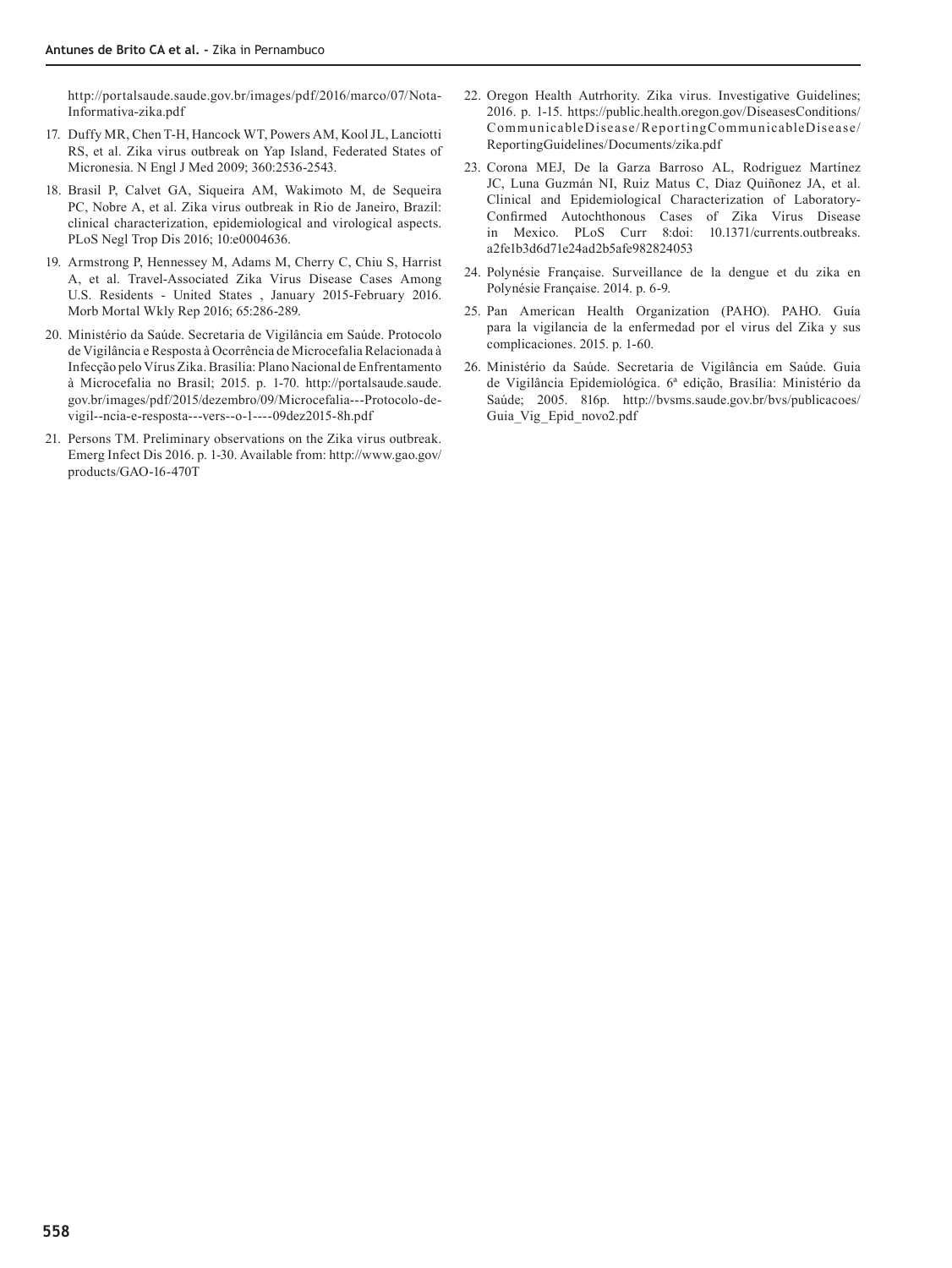http://portalsaude.saude.gov.br/images/pdf/2016/marco/07/Nota-Informativa-zika.pdf

17. Duffy MR, Chen T-H, Hancock WT, Powers AM, Kool JL, Lanciotti RS, et al. Zika virus outbreak on Yap Island, Federated States of Micronesia. N Engl J Med 2009; 360:2536-2543.

18. Brasil P, Calvet GA, Siqueira AM, Wakimoto M, de Sequeira PC, Nobre A, et al. Zika virus outbreak in Rio de Janeiro, Brazil: clinical characterization, epidemiological and virological aspects. PLoS Negl Trop Dis 2016; 10:e0004636.

19. Armstrong P, Hennessey M, Adams M, Cherry C, Chiu S, Harrist A, et al. Travel-Associated Zika Virus Disease Cases Among U.S. Residents - United States , January 2015-February 2016. Morb Mortal Wkly Rep 2016; 65:286-289.

20. Ministério da Saúde. Secretaria de Vigilância em Saúde. Protocolo de Vigilância e Resposta à Ocorrência de Microcefalia Relacionada à Infecção pelo Vírus Zika. Brasília: Plano Nacional de Enfrentamento à Microcefalia no Brasil; 2015. p. 1-70. http://portalsaude.saude.gov.br/images/pdf/2015/dezembro/09/Microcefalia---Protocolo-de-vigil--ncia-e-resposta---vers--o-1----09dez2015-8h.pdf

21. Persons TM. Preliminary observations on the Zika virus outbreak. Emerg Infect Dis 2016. p. 1-30. Available from: http://www.gao.gov/products/GAO-16-470T

22. Oregon Health Autrhority. Zika virus. Investigative Guidelines; 2016. p. 1-15. https://public.health.oregon.gov/DiseasesConditions/CommunicableDisease/ReportingCommunicableDisease/ReportingGuidelines/Documents/zika.pdf

23. Corona MEJ, De la Garza Barroso AL, Rodriguez Martínez JC, Luna Guzmán NI, Ruiz Matus C, Diaz Quiñonez JA, et al. Clinical and Epidemiological Characterization of Laboratory-Confirmed Autochthonous Cases of Zika Virus Disease in Mexico. PLoS Curr 8:doi: 10.1371/currents.outbreaks.a2fe1b3d6d71e24ad2b5afe982824053

24. Polynésie Française. Surveillance de la dengue et du zika en Polynésie Française. 2014. p. 6-9.

25. Pan American Health Organization (PAHO). PAHO. Guía para la vigilancia de la enfermedad por el virus del Zika y sus complicaciones. 2015. p. 1-60.

26. Ministério da Saúde. Secretaria de Vigilância em Saúde. Guia de Vigilância Epidemiológica. 6ª edição, Brasília: Ministério da Saúde; 2005. 816p. http://bvsms.saude.gov.br/bvs/publicacoes/Guia_Vig_Epid_novo2.pdf